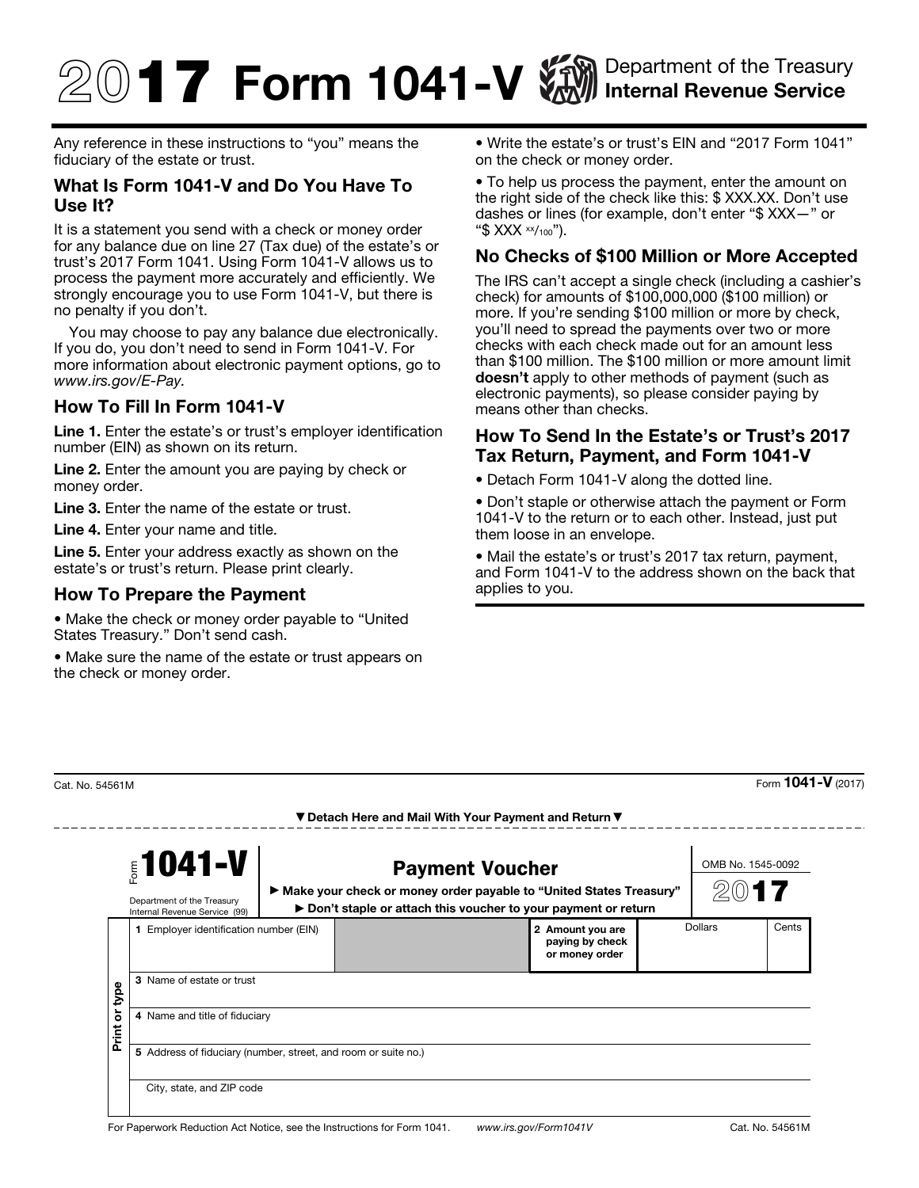# 2017 Form 1041-V

Department of the Treasury
Internal Revenue Service

Any reference in these instructions to "you" means the fiduciary of the estate or trust.

## What Is Form 1041-V and Do You Have To Use It?

It is a statement you send with a check or money order for any balance due on line 27 (Tax due) of the estate's or trust's 2017 Form 1041. Using Form 1041-V allows us to process the payment more accurately and efficiently. We strongly encourage you to use Form 1041-V, but there is no penalty if you don't.

You may choose to pay any balance due electronically. If you do, you don't need to send in Form 1041-V. For more information about electronic payment options, go to *www.irs.gov/E-Pay.*

## How To Fill In Form 1041-V

**Line 1.** Enter the estate's or trust's employer identification number (EIN) as shown on its return.

**Line 2.** Enter the amount you are paying by check or money order.

**Line 3.** Enter the name of the estate or trust.

**Line 4.** Enter your name and title.

**Line 5.** Enter your address exactly as shown on the estate's or trust's return. Please print clearly.

## How To Prepare the Payment

- Make the check or money order payable to "United States Treasury." Don't send cash.
- Make sure the name of the estate or trust appears on the check or money order.
- Write the estate's or trust's EIN and "2017 Form 1041" on the check or money order.
- To help us process the payment, enter the amount on the right side of the check like this: $ XXX.XX. Don't use dashes or lines (for example, don't enter "$ XXX—" or "$ XXX xx/100").

## No Checks of $100 Million or More Accepted

The IRS can't accept a single check (including a cashier's check) for amounts of $100,000,000 ($100 million) or more. If you're sending $100 million or more by check, you'll need to spread the payments over two or more checks with each check made out for an amount less than $100 million. The $100 million or more amount limit **doesn't** apply to other methods of payment (such as electronic payments), so please consider paying by means other than checks.

## How To Send In the Estate's or Trust's 2017 Tax Return, Payment, and Form 1041-V

- Detach Form 1041-V along the dotted line.
- Don't staple or otherwise attach the payment or Form 1041-V to the return or to each other. Instead, just put them loose in an envelope.
- Mail the estate's or trust's 2017 tax return, payment, and Form 1041-V to the address shown on the back that applies to you.

Cat. No. 54561M

▼Detach Here and Mail With Your Payment and Return▼

---

**Form 1041-V** — **Payment Voucher** — OMB No. 1545-0092 — **2017**

Department of the Treasury
Internal Revenue Service (99)

► Make your check or money order payable to "United States Treasury"
► Don't staple or attach this voucher to your payment or return

*Print or type*

| 1 Employer identification number (EIN) | | 2 Amount you are paying by check or money order | Dollars | Cents |
|---|---|---|---|---|
| 3 Name of estate or trust | | | | |
| 4 Name and title of fiduciary | | | | |
| 5 Address of fiduciary (number, street, and room or suite no.) | | | | |
| City, state, and ZIP code | | | | |

For Paperwork Reduction Act Notice, see the Instructions for Form 1041. *www.irs.gov/Form1041V* Cat. No. 54561M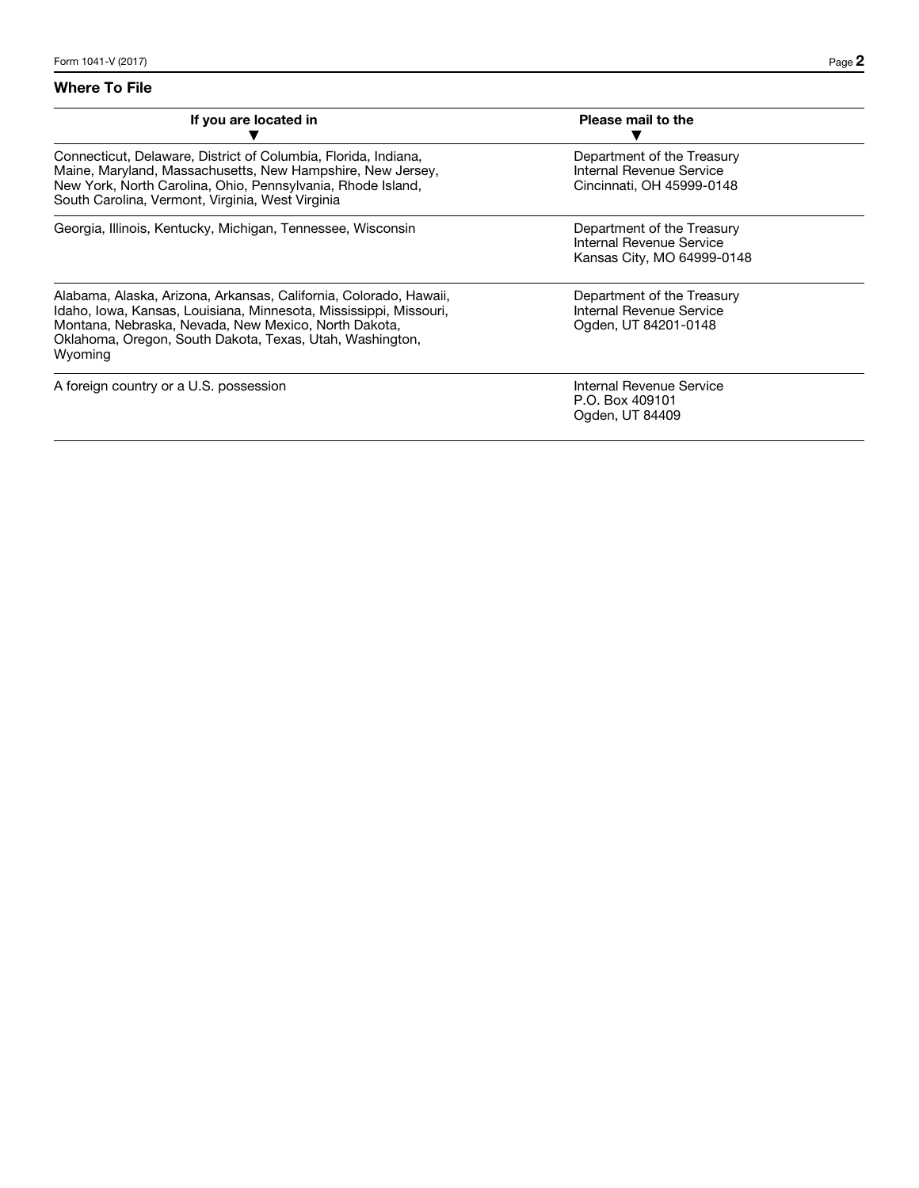## Where To File

| If you are located in ▼ | Please mail to the ▼ |
|---|---|
| Connecticut, Delaware, District of Columbia, Florida, Indiana, Maine, Maryland, Massachusetts, New Hampshire, New Jersey, New York, North Carolina, Ohio, Pennsylvania, Rhode Island, South Carolina, Vermont, Virginia, West Virginia | Department of the Treasury<br>Internal Revenue Service<br>Cincinnati, OH 45999-0148 |
| Georgia, Illinois, Kentucky, Michigan, Tennessee, Wisconsin | Department of the Treasury<br>Internal Revenue Service<br>Kansas City, MO 64999-0148 |
| Alabama, Alaska, Arizona, Arkansas, California, Colorado, Hawaii, Idaho, Iowa, Kansas, Louisiana, Minnesota, Mississippi, Missouri, Montana, Nebraska, Nevada, New Mexico, North Dakota, Oklahoma, Oregon, South Dakota, Texas, Utah, Washington, Wyoming | Department of the Treasury<br>Internal Revenue Service<br>Ogden, UT 84201-0148 |
| A foreign country or a U.S. possession | Internal Revenue Service<br>P.O. Box 409101<br>Ogden, UT 84409 |